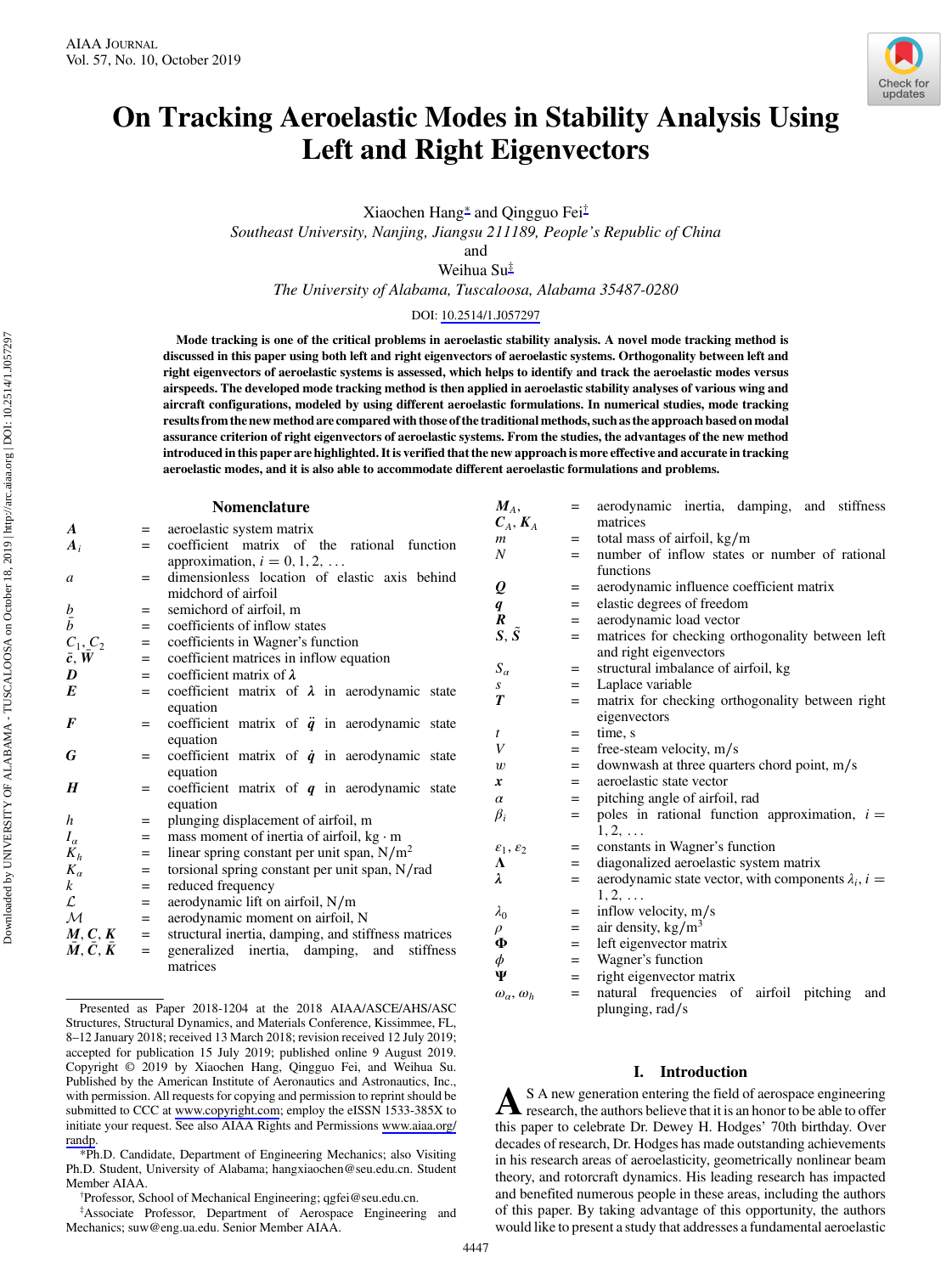# On Tracking Aeroelastic Modes in Stability Analysis Using Left and Right Eigenvectors

Xiaochen Hang[*] and Qingguo Fei[†]

*Southeast University, Nanjing, Jiangsu 211189, People's Republic of China*

and

Weihua Su[‡]

*The University of Alabama, Tuscaloosa, Alabama 35487-0280*

DOI: 10.2514/1.J057297

**Mode tracking is one of the critical problems in aeroelastic stability analysis. A novel mode tracking method is discussed in this paper using both left and right eigenvectors of aeroelastic systems. Orthogonality between left and right eigenvectors of aeroelastic systems is assessed, which helps to identify and track the aeroelastic modes versus airspeeds. The developed mode tracking method is then applied in aeroelastic stability analyses of various wing and aircraft configurations, modeled by using different aeroelastic formulations. In numerical studies, mode tracking results from the new method are compared with those of the traditional methods, such as the approach based on modal assurance criterion of right eigenvectors of aeroelastic systems. From the studies, the advantages of the new method introduced in this paper are highlighted. It is verified that the new approach is more effective and accurate in tracking aeroelastic modes, and it is also able to accommodate different aeroelastic formulations and problems.**

## Nomenclature

| | | |
|---|---|---|
| $\boldsymbol{A}$ | = | aeroelastic system matrix |
| $\boldsymbol{A}_i$ | = | coefficient matrix of the rational function approximation, $i = 0, 1, 2, \ldots$ |
| $a$ | = | dimensionless location of elastic axis behind midchord of airfoil |
| $b$ | = | semichord of airfoil, m |
| $\bar{b}$ | = | coefficients of inflow states |
| $C_1, C_2$ | = | coefficients in Wagner's function |
| $\bar{\boldsymbol{c}}, \bar{\boldsymbol{W}}$ | = | coefficient matrices in inflow equation |
| $\boldsymbol{D}$ | = | coefficient matrix of $\boldsymbol{\lambda}$ |
| $\boldsymbol{E}$ | = | coefficient matrix of $\boldsymbol{\lambda}$ in aerodynamic state equation |
| $\boldsymbol{F}$ | = | coefficient matrix of $\ddot{\boldsymbol{q}}$ in aerodynamic state equation |
| $\boldsymbol{G}$ | = | coefficient matrix of $\dot{\boldsymbol{q}}$ in aerodynamic state equation |
| $\boldsymbol{H}$ | = | coefficient matrix of $\boldsymbol{q}$ in aerodynamic state equation |
| $h$ | = | plunging displacement of airfoil, m |
| $I_\alpha$ | = | mass moment of inertia of airfoil, kg · m |
| $K_h$ | = | linear spring constant per unit span, N/m$^2$ |
| $K_\alpha$ | = | torsional spring constant per unit span, N/rad |
| $k$ | = | reduced frequency |
| $\mathcal{L}$ | = | aerodynamic lift on airfoil, N/m |
| $\mathcal{M}$ | = | aerodynamic moment on airfoil, N |
| $\boldsymbol{M}, \boldsymbol{C}, \boldsymbol{K}$ | = | structural inertia, damping, and stiffness matrices |
| $\bar{\boldsymbol{M}}, \bar{\boldsymbol{C}}, \bar{\boldsymbol{K}}$ | = | generalized inertia, damping, and stiffness matrices |
| $\boldsymbol{M}_A, \boldsymbol{C}_A, \boldsymbol{K}_A$ | = | aerodynamic inertia, damping, and stiffness matrices |
| $m$ | = | total mass of airfoil, kg/m |
| $N$ | = | number of inflow states or number of rational functions |
| $\boldsymbol{Q}$ | = | aerodynamic influence coefficient matrix |
| $\boldsymbol{q}$ | = | elastic degrees of freedom |
| $\boldsymbol{R}$ | = | aerodynamic load vector |
| $\boldsymbol{S}, \tilde{\boldsymbol{S}}$ | = | matrices for checking orthogonality between left and right eigenvectors |
| $S_\alpha$ | = | structural imbalance of airfoil, kg |
| $s$ | = | Laplace variable |
| $\boldsymbol{T}$ | = | matrix for checking orthogonality between right eigenvectors |
| $t$ | = | time, s |
| $V$ | = | free-steam velocity, m/s |
| $w$ | = | downwash at three quarters chord point, m/s |
| $\boldsymbol{x}$ | = | aeroelastic state vector |
| $\alpha$ | = | pitching angle of airfoil, rad |
| $\beta_i$ | = | poles in rational function approximation, $i = 1, 2, \ldots$ |
| $\varepsilon_1, \varepsilon_2$ | = | constants in Wagner's function |
| $\boldsymbol{\Lambda}$ | = | diagonalized aeroelastic system matrix |
| $\boldsymbol{\lambda}$ | = | aerodynamic state vector, with components $\lambda_i$, $i = 1, 2, \ldots$ |
| $\lambda_0$ | = | inflow velocity, m/s |
| $\rho$ | = | air density, kg/m$^3$ |
| $\boldsymbol{\Phi}$ | = | left eigenvector matrix |
| $\phi$ | = | Wagner's function |
| $\boldsymbol{\Psi}$ | = | right eigenvector matrix |
| $\omega_\alpha, \omega_h$ | = | natural frequencies of airfoil pitching and plunging, rad/s |

## I. Introduction

As a new generation entering the field of aerospace engineering research, the authors believe that it is an honor to be able to offer this paper to celebrate Dr. Dewey H. Hodges' 70th birthday. Over decades of research, Dr. Hodges has made outstanding achievements in his research areas of aeroelasticity, geometrically nonlinear beam theory, and rotorcraft dynamics. His leading research has impacted and benefited numerous people in these areas, including the authors of this paper. By taking advantage of this opportunity, the authors would like to present a study that addresses a fundamental aeroelastic

---

Presented as Paper 2018-1204 at the 2018 AIAA/ASCE/AHS/ASC Structures, Structural Dynamics, and Materials Conference, Kissimmee, FL, 8–12 January 2018; received 13 March 2018; revision received 12 July 2019; accepted for publication 15 July 2019; published online 9 August 2019. Copyright © 2019 by Xiaochen Hang, Qingguo Fei, and Weihua Su. Published by the American Institute of Aeronautics and Astronautics, Inc., with permission. All requests for copying and permission to reprint should be submitted to CCC at www.copyright.com; employ the eISSN 1533-385X to initiate your request. See also AIAA Rights and Permissions www.aiaa.org/randp.

*Ph.D. Candidate, Department of Engineering Mechanics; also Visiting Ph.D. Student, University of Alabama; hangxiaochen@seu.edu.cn. Student Member AIAA.

†Professor, School of Mechanical Engineering; qgfei@seu.edu.cn.

‡Associate Professor, Department of Aerospace Engineering and Mechanics; suw@eng.ua.edu. Senior Member AIAA.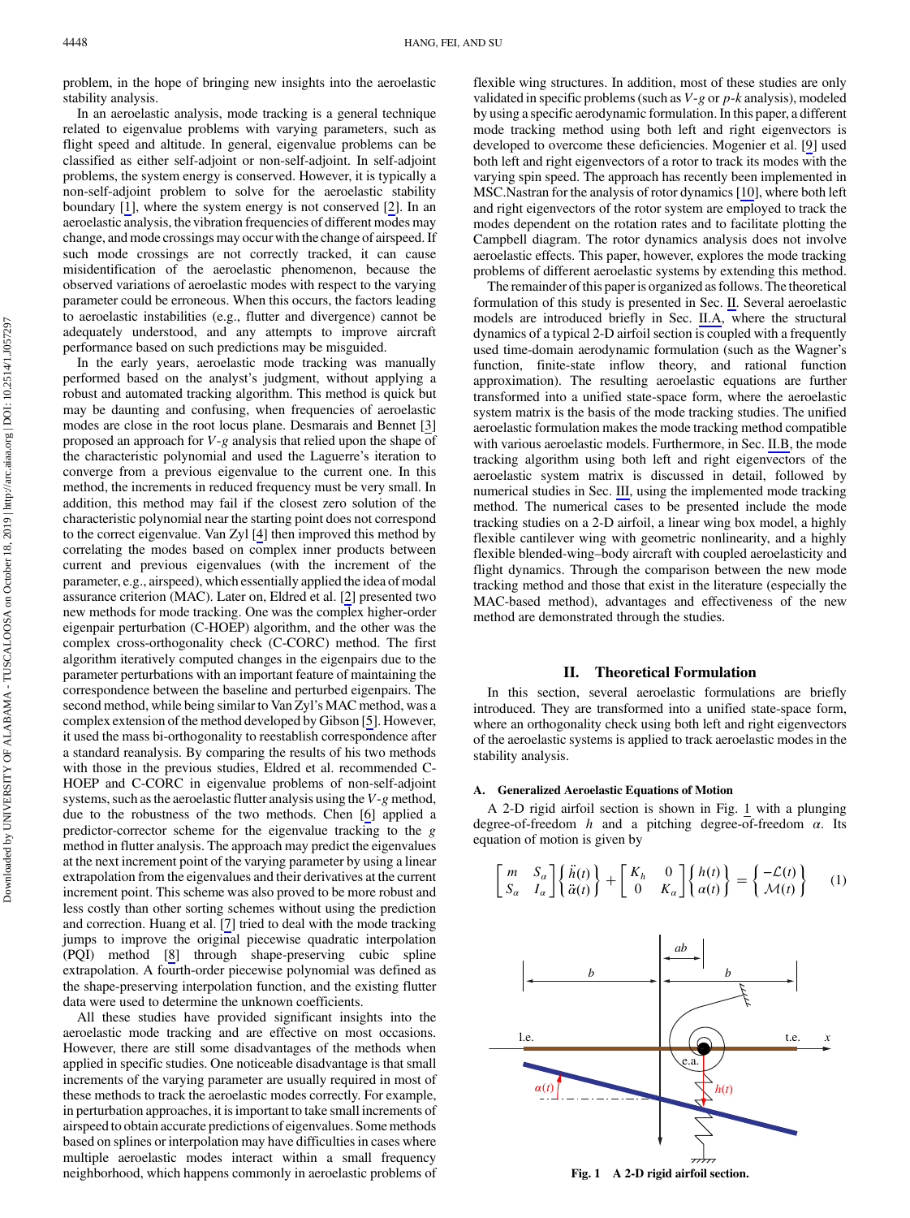problem, in the hope of bringing new insights into the aeroelastic stability analysis.

In an aeroelastic analysis, mode tracking is a general technique related to eigenvalue problems with varying parameters, such as flight speed and altitude. In general, eigenvalue problems can be classified as either self-adjoint or non-self-adjoint. In self-adjoint problems, the system energy is conserved. However, it is typically a non-self-adjoint problem to solve for the aeroelastic stability boundary [1], where the system energy is not conserved [2]. In an aeroelastic analysis, the vibration frequencies of different modes may change, and mode crossings may occur with the change of airspeed. If such mode crossings are not correctly tracked, it can cause misidentification of the aeroelastic phenomenon, because the observed variations of aeroelastic modes with respect to the varying parameter could be erroneous. When this occurs, the factors leading to aeroelastic instabilities (e.g., flutter and divergence) cannot be adequately understood, and any attempts to improve aircraft performance based on such predictions may be misguided.

In the early years, aeroelastic mode tracking was manually performed based on the analyst's judgment, without applying a robust and automated tracking algorithm. This method is quick but may be daunting and confusing, when frequencies of aeroelastic modes are close in the root locus plane. Desmarais and Bennet [3] proposed an approach for $V$-$g$ analysis that relied upon the shape of the characteristic polynomial and used the Laguerre's iteration to converge from a previous eigenvalue to the current one. In this method, the increments in reduced frequency must be very small. In addition, this method may fail if the closest zero solution of the characteristic polynomial near the starting point does not correspond to the correct eigenvalue. Van Zyl [4] then improved this method by correlating the modes based on complex inner products between current and previous eigenvalues (with the increment of the parameter, e.g., airspeed), which essentially applied the idea of modal assurance criterion (MAC). Later on, Eldred et al. [2] presented two new methods for mode tracking. One was the complex higher-order eigenpair perturbation (C-HOEP) algorithm, and the other was the complex cross-orthogonality check (C-CORC) method. The first algorithm iteratively computed changes in the eigenpairs due to the parameter perturbations with an important feature of maintaining the correspondence between the baseline and perturbed eigenpairs. The second method, while being similar to Van Zyl's MAC method, was a complex extension of the method developed by Gibson [5]. However, it used the mass bi-orthogonality to reestablish correspondence after a standard reanalysis. By comparing the results of his two methods with those in the previous studies, Eldred et al. recommended C-HOEP and C-CORC in eigenvalue problems of non-self-adjoint systems, such as the aeroelastic flutter analysis using the $V$-$g$ method, due to the robustness of the two methods. Chen [6] applied a predictor-corrector scheme for the eigenvalue tracking to the $g$ method in flutter analysis. The approach may predict the eigenvalues at the next increment point of the varying parameter by using a linear extrapolation from the eigenvalues and their derivatives at the current increment point. This scheme was also proven to be more robust and less costly than other sorting schemes without using the prediction and correction. Huang et al. [7] tried to deal with the mode tracking jumps to improve the original piecewise quadratic interpolation (PQI) method [8] through shape-preserving cubic spline extrapolation. A fourth-order piecewise polynomial was defined as the shape-preserving interpolation function, and the existing flutter data were used to determine the unknown coefficients.

All these studies have provided significant insights into the aeroelastic mode tracking and are effective on most occasions. However, there are still some disadvantages of the methods when applied in specific studies. One noticeable disadvantage is that small increments of the varying parameter are usually required in most of these methods to track the aeroelastic modes correctly. For example, in perturbation approaches, it is important to take small increments of airspeed to obtain accurate predictions of eigenvalues. Some methods based on splines or interpolation may have difficulties in cases where multiple aeroelastic modes interact within a small frequency neighborhood, which happens commonly in aeroelastic problems of flexible wing structures. In addition, most of these studies are only validated in specific problems (such as $V$-$g$ or $p$-$k$ analysis), modeled by using a specific aerodynamic formulation. In this paper, a different mode tracking method using both left and right eigenvectors is developed to overcome these deficiencies. Mogenier et al. [9] used both left and right eigenvectors of a rotor to track its modes with the varying spin speed. The approach has recently been implemented in MSC.Nastran for the analysis of rotor dynamics [10], where both left and right eigenvectors of the rotor system are employed to track the modes dependent on the rotation rates and to facilitate plotting the Campbell diagram. The rotor dynamics analysis does not involve aeroelastic effects. This paper, however, explores the mode tracking problems of different aeroelastic systems by extending this method.

The remainder of this paper is organized as follows. The theoretical formulation of this study is presented in Sec. II. Several aeroelastic models are introduced briefly in Sec. II.A, where the structural dynamics of a typical 2-D airfoil section is coupled with a frequently used time-domain aerodynamic formulation (such as the Wagner's function, finite-state inflow theory, and rational function approximation). The resulting aeroelastic equations are further transformed into a unified state-space form, where the aeroelastic system matrix is the basis of the mode tracking studies. The unified aeroelastic formulation makes the mode tracking method compatible with various aeroelastic models. Furthermore, in Sec. II.B, the mode tracking algorithm using both left and right eigenvectors of the aeroelastic system matrix is discussed in detail, followed by numerical studies in Sec. III, using the implemented mode tracking method. The numerical cases to be presented include the mode tracking studies on a 2-D airfoil, a linear wing box model, a highly flexible cantilever wing with geometric nonlinearity, and a highly flexible blended-wing–body aircraft with coupled aeroelasticity and flight dynamics. Through the comparison between the new mode tracking method and those that exist in the literature (especially the MAC-based method), advantages and effectiveness of the new method are demonstrated through the studies.

## II. Theoretical Formulation

In this section, several aeroelastic formulations are briefly introduced. They are transformed into a unified state-space form, where an orthogonality check using both left and right eigenvectors of the aeroelastic systems is applied to track aeroelastic modes in the stability analysis.

### A. Generalized Aeroelastic Equations of Motion

A 2-D rigid airfoil section is shown in Fig. 1 with a plunging degree-of-freedom $h$ and a pitching degree-of-freedom $\alpha$. Its equation of motion is given by

$$\begin{bmatrix} m & S_\alpha \\ S_\alpha & I_\alpha \end{bmatrix} \begin{Bmatrix} \ddot{h}(t) \\ \ddot{\alpha}(t) \end{Bmatrix} + \begin{bmatrix} K_h & 0 \\ 0 & K_\alpha \end{bmatrix} \begin{Bmatrix} h(t) \\ \alpha(t) \end{Bmatrix} = \begin{Bmatrix} -\mathcal{L}(t) \\ \mathcal{M}(t) \end{Bmatrix} \tag{1}$$

**Fig. 1 A 2-D rigid airfoil section.**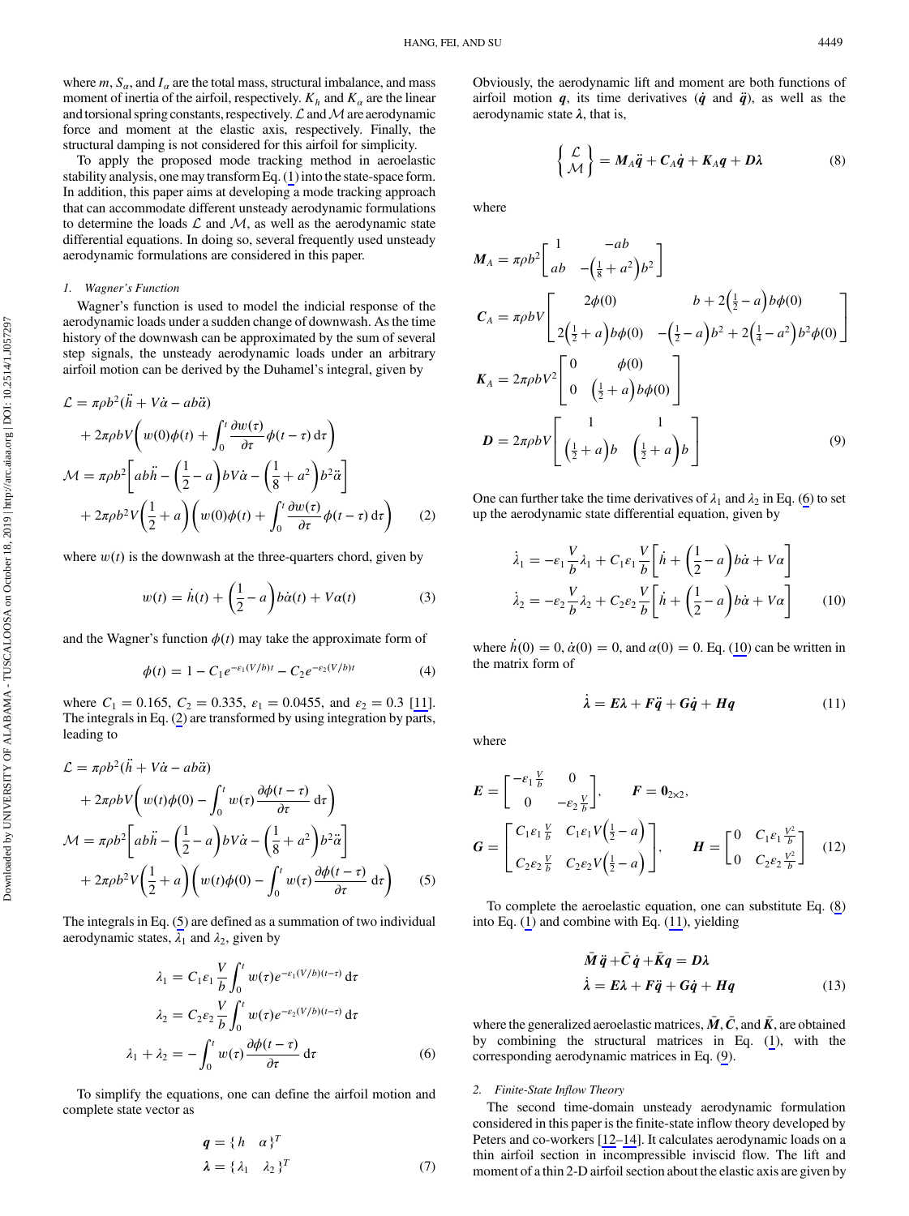where $m$, $S_\alpha$, and $I_\alpha$ are the total mass, structural imbalance, and mass moment of inertia of the airfoil, respectively. $K_h$ and $K_\alpha$ are the linear and torsional spring constants, respectively. $\mathcal{L}$ and $\mathcal{M}$ are aerodynamic force and moment at the elastic axis, respectively. Finally, the structural damping is not considered for this airfoil for simplicity.

To apply the proposed mode tracking method in aeroelastic stability analysis, one may transform Eq. (1) into the state-space form. In addition, this paper aims at developing a mode tracking approach that can accommodate different unsteady aerodynamic formulations to determine the loads $\mathcal{L}$ and $\mathcal{M}$, as well as the aerodynamic state differential equations. In doing so, several frequently used unsteady aerodynamic formulations are considered in this paper.

### 1. Wagner's Function

Wagner's function is used to model the indicial response of the aerodynamic loads under a sudden change of downwash. As the time history of the downwash can be approximated by the sum of several step signals, the unsteady aerodynamic loads under an arbitrary airfoil motion can be derived by the Duhamel's integral, given by

$$
\begin{aligned}
\mathcal{L} &= \pi\rho b^2(\ddot{h} + V\dot{\alpha} - ab\ddot{\alpha}) \\
&\quad + 2\pi\rho bV\left(w(0)\phi(t) + \int_0^t \frac{\partial w(\tau)}{\partial \tau}\phi(t-\tau)\,\mathrm{d}\tau\right) \\
\mathcal{M} &= \pi\rho b^2\left[ab\ddot{h} - \left(\frac{1}{2}-a\right)bV\dot{\alpha} - \left(\frac{1}{8}+a^2\right)b^2\ddot{\alpha}\right] \\
&\quad + 2\pi\rho b^2 V\left(\frac{1}{2}+a\right)\left(w(0)\phi(t) + \int_0^t \frac{\partial w(\tau)}{\partial \tau}\phi(t-\tau)\,\mathrm{d}\tau\right)
\end{aligned}
\tag{2}
$$

where $w(t)$ is the downwash at the three-quarters chord, given by

$$
w(t) = \dot{h}(t) + \left(\frac{1}{2}-a\right)b\dot{\alpha}(t) + V\alpha(t)
\tag{3}
$$

and the Wagner's function $\phi(t)$ may take the approximate form of

$$
\phi(t) = 1 - C_1 e^{-\varepsilon_1 (V/b)t} - C_2 e^{-\varepsilon_2 (V/b)t}
\tag{4}
$$

where $C_1 = 0.165$, $C_2 = 0.335$, $\varepsilon_1 = 0.0455$, and $\varepsilon_2 = 0.3$ [11]. The integrals in Eq. (2) are transformed by using integration by parts, leading to

$$
\begin{aligned}
\mathcal{L} &= \pi\rho b^2(\ddot{h} + V\dot{\alpha} - ab\ddot{\alpha}) \\
&\quad + 2\pi\rho bV\left(w(t)\phi(0) - \int_0^t w(\tau)\frac{\partial \phi(t-\tau)}{\partial \tau}\,\mathrm{d}\tau\right) \\
\mathcal{M} &= \pi\rho b^2\left[ab\ddot{h} - \left(\frac{1}{2}-a\right)bV\dot{\alpha} - \left(\frac{1}{8}+a^2\right)b^2\ddot{\alpha}\right] \\
&\quad + 2\pi\rho b^2 V\left(\frac{1}{2}+a\right)\left(w(t)\phi(0) - \int_0^t w(\tau)\frac{\partial \phi(t-\tau)}{\partial \tau}\,\mathrm{d}\tau\right)
\end{aligned}
\tag{5}
$$

The integrals in Eq. (5) are defined as a summation of two individual aerodynamic states, $\lambda_1$ and $\lambda_2$, given by

$$
\begin{aligned}
\lambda_1 &= C_1\varepsilon_1\frac{V}{b}\int_0^t w(\tau)e^{-\varepsilon_1(V/b)(t-\tau)}\,\mathrm{d}\tau \\
\lambda_2 &= C_2\varepsilon_2\frac{V}{b}\int_0^t w(\tau)e^{-\varepsilon_2(V/b)(t-\tau)}\,\mathrm{d}\tau \\
\lambda_1 + \lambda_2 &= -\int_0^t w(\tau)\frac{\partial \phi(t-\tau)}{\partial \tau}\,\mathrm{d}\tau
\end{aligned}
\tag{6}
$$

To simplify the equations, one can define the airfoil motion and complete state vector as

$$
\begin{aligned}
\boldsymbol{q} &= \{h \quad \alpha\}^T \\
\boldsymbol{\lambda} &= \{\lambda_1 \quad \lambda_2\}^T
\end{aligned}
\tag{7}
$$

Obviously, the aerodynamic lift and moment are both functions of airfoil motion $\boldsymbol{q}$, its time derivatives ($\dot{\boldsymbol{q}}$ and $\ddot{\boldsymbol{q}}$), as well as the aerodynamic state $\boldsymbol{\lambda}$, that is,

$$
\begin{Bmatrix} \mathcal{L} \\ \mathcal{M} \end{Bmatrix} = \boldsymbol{M}_A\ddot{\boldsymbol{q}} + \boldsymbol{C}_A\dot{\boldsymbol{q}} + \boldsymbol{K}_A\boldsymbol{q} + \boldsymbol{D}\boldsymbol{\lambda}
\tag{8}
$$

where

$$
\begin{aligned}
\boldsymbol{M}_A &= \pi\rho b^2\begin{bmatrix} 1 & -ab \\ ab & -\left(\frac{1}{8}+a^2\right)b^2 \end{bmatrix} \\
\boldsymbol{C}_A &= \pi\rho bV\begin{bmatrix} 2\phi(0) & b + 2\left(\frac{1}{2}-a\right)b\phi(0) \\ 2\left(\frac{1}{2}+a\right)b\phi(0) & -\left(\frac{1}{2}-a\right)b^2 + 2\left(\frac{1}{4}-a^2\right)b^2\phi(0) \end{bmatrix} \\
\boldsymbol{K}_A &= 2\pi\rho bV^2\begin{bmatrix} 0 & \phi(0) \\ 0 & \left(\frac{1}{2}+a\right)b\phi(0) \end{bmatrix} \\
\boldsymbol{D} &= 2\pi\rho bV\begin{bmatrix} 1 & 1 \\ \left(\frac{1}{2}+a\right)b & \left(\frac{1}{2}+a\right)b \end{bmatrix}
\end{aligned}
\tag{9}
$$

One can further take the time derivatives of $\lambda_1$ and $\lambda_2$ in Eq. (6) to set up the aerodynamic state differential equation, given by

$$
\begin{aligned}
\dot{\lambda}_1 &= -\varepsilon_1\frac{V}{b}\lambda_1 + C_1\varepsilon_1\frac{V}{b}\left[\dot{h} + \left(\frac{1}{2}-a\right)b\dot{\alpha} + V\alpha\right] \\
\dot{\lambda}_2 &= -\varepsilon_2\frac{V}{b}\lambda_2 + C_2\varepsilon_2\frac{V}{b}\left[\dot{h} + \left(\frac{1}{2}-a\right)b\dot{\alpha} + V\alpha\right]
\end{aligned}
\tag{10}
$$

where $\dot{h}(0) = 0$, $\dot{\alpha}(0) = 0$, and $\alpha(0) = 0$. Eq. (10) can be written in the matrix form of

$$
\dot{\boldsymbol{\lambda}} = \boldsymbol{E}\boldsymbol{\lambda} + \boldsymbol{F}\ddot{\boldsymbol{q}} + \boldsymbol{G}\dot{\boldsymbol{q}} + \boldsymbol{H}\boldsymbol{q}
\tag{11}
$$

where

$$
\begin{aligned}
\boldsymbol{E} &= \begin{bmatrix} -\varepsilon_1\frac{V}{b} & 0 \\ 0 & -\varepsilon_2\frac{V}{b} \end{bmatrix}, \qquad \boldsymbol{F} = \boldsymbol{0}_{2\times 2}, \\
\boldsymbol{G} &= \begin{bmatrix} C_1\varepsilon_1\frac{V}{b} & C_1\varepsilon_1 V\left(\frac{1}{2}-a\right) \\ C_2\varepsilon_2\frac{V}{b} & C_2\varepsilon_2 V\left(\frac{1}{2}-a\right) \end{bmatrix}, \qquad \boldsymbol{H} = \begin{bmatrix} 0 & C_1\varepsilon_1\frac{V^2}{b} \\ 0 & C_2\varepsilon_2\frac{V^2}{b} \end{bmatrix}
\end{aligned}
\tag{12}
$$

To complete the aeroelastic equation, one can substitute Eq. (8) into Eq. (1) and combine with Eq. (11), yielding

$$
\begin{aligned}
\bar{\boldsymbol{M}}\ddot{\boldsymbol{q}} + \bar{\boldsymbol{C}}\dot{\boldsymbol{q}} + \bar{\boldsymbol{K}}\boldsymbol{q} &= \boldsymbol{D}\boldsymbol{\lambda} \\
\dot{\boldsymbol{\lambda}} &= \boldsymbol{E}\boldsymbol{\lambda} + \boldsymbol{F}\ddot{\boldsymbol{q}} + \boldsymbol{G}\dot{\boldsymbol{q}} + \boldsymbol{H}\boldsymbol{q}
\end{aligned}
\tag{13}
$$

where the generalized aeroelastic matrices, $\bar{\boldsymbol{M}}$, $\bar{\boldsymbol{C}}$, and $\bar{\boldsymbol{K}}$, are obtained by combining the structural matrices in Eq. (1), with the corresponding aerodynamic matrices in Eq. (9).

### 2. Finite-State Inflow Theory

The second time-domain unsteady aerodynamic formulation considered in this paper is the finite-state inflow theory developed by Peters and co-workers [12–14]. It calculates aerodynamic loads on a thin airfoil section in incompressible inviscid flow. The lift and moment of a thin 2-D airfoil section about the elastic axis are given by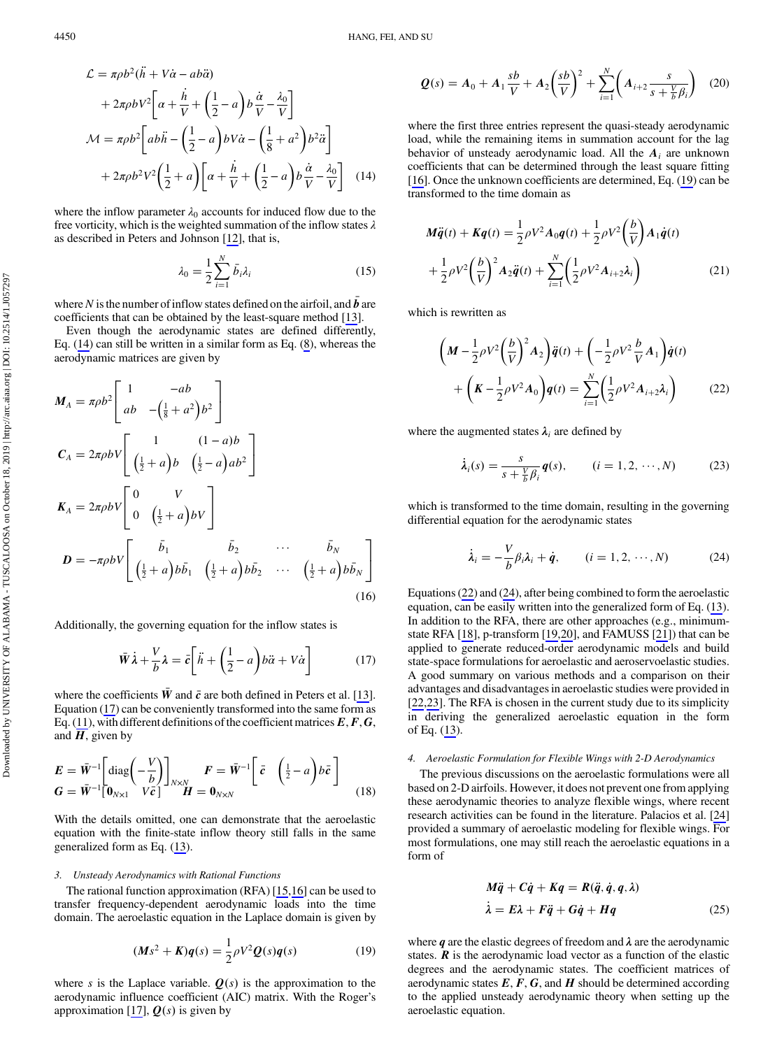$$\mathcal{L} = \pi\rho b^2(\ddot{h} + V\dot{\alpha} - ab\ddot{\alpha}) + 2\pi\rho b V^2\left[\alpha + \frac{\dot{h}}{V} + \left(\frac{1}{2} - a\right)b\frac{\dot{\alpha}}{V} - \frac{\lambda_0}{V}\right]$$

$$\mathcal{M} = \pi\rho b^2\left[ab\ddot{h} - \left(\frac{1}{2} - a\right)bV\dot{\alpha} - \left(\frac{1}{8} + a^2\right)b^2\ddot{\alpha}\right] + 2\pi\rho b^2 V^2\left(\frac{1}{2} + a\right)\left[\alpha + \frac{\dot{h}}{V} + \left(\frac{1}{2} - a\right)b\frac{\dot{\alpha}}{V} - \frac{\lambda_0}{V}\right] \quad (14)$$

where the inflow parameter $\lambda_0$ accounts for induced flow due to the free vorticity, which is the weighted summation of the inflow states $\lambda$ as described in Peters and Johnson [12], that is,

$$\lambda_0 = \frac{1}{2}\sum_{i=1}^{N}\bar{b}_i\lambda_i \quad (15)$$

where $N$ is the number of inflow states defined on the airfoil, and $\bar{\boldsymbol{b}}$ are coefficients that can be obtained by the least-square method [13].

Even though the aerodynamic states are defined differently, Eq. (14) can still be written in a similar form as Eq. (8), whereas the aerodynamic matrices are given by

$$\boldsymbol{M}_A = \pi\rho b^2\begin{bmatrix} 1 & -ab \\ ab & -\left(\frac{1}{8} + a^2\right)b^2 \end{bmatrix}$$

$$\boldsymbol{C}_A = 2\pi\rho b V\begin{bmatrix} 1 & (1-a)b \\ \left(\frac{1}{2} + a\right)b & \left(\frac{1}{2} - a\right)ab^2 \end{bmatrix}$$

$$\boldsymbol{K}_A = 2\pi\rho b V\begin{bmatrix} 0 & V \\ 0 & \left(\frac{1}{2} + a\right)bV \end{bmatrix}$$

$$\boldsymbol{D} = -\pi\rho b V\begin{bmatrix} \bar{b}_1 & \bar{b}_2 & \cdots & \bar{b}_N \\ \left(\frac{1}{2} + a\right)b\bar{b}_1 & \left(\frac{1}{2} + a\right)b\bar{b}_2 & \cdots & \left(\frac{1}{2} + a\right)b\bar{b}_N \end{bmatrix} \quad (16)$$

Additionally, the governing equation for the inflow states is

$$\bar{\boldsymbol{W}}\dot{\boldsymbol{\lambda}} + \frac{V}{b}\boldsymbol{\lambda} = \bar{\boldsymbol{c}}\left[\ddot{h} + \left(\frac{1}{2} - a\right)b\ddot{\alpha} + V\dot{\alpha}\right] \quad (17)$$

where the coefficients $\bar{\boldsymbol{W}}$ and $\bar{\boldsymbol{c}}$ are both defined in Peters et al. [13]. Equation (17) can be conveniently transformed into the same form as Eq. (11), with different definitions of the coefficient matrices $\boldsymbol{E}, \boldsymbol{F}, \boldsymbol{G}$, and $\boldsymbol{H}$, given by

$$\boldsymbol{E} = \bar{\boldsymbol{W}}^{-1}\left[\mathrm{diag}\left(-\frac{V}{b}\right)\right]_{N\times N} \quad \boldsymbol{F} = \bar{\boldsymbol{W}}^{-1}\left[\bar{\boldsymbol{c}} \quad \left(\frac{1}{2} - a\right)b\bar{\boldsymbol{c}}\right]$$
$$\boldsymbol{G} = \bar{\boldsymbol{W}}^{-1}\left[\boldsymbol{0}_{N\times 1} \quad V\bar{\boldsymbol{c}}\right] \quad \boldsymbol{H} = \boldsymbol{0}_{N\times N} \quad (18)$$

With the details omitted, one can demonstrate that the aeroelastic equation with the finite-state inflow theory still falls in the same generalized form as Eq. (13).

#### 3. Unsteady Aerodynamics with Rational Functions

The rational function approximation (RFA) [15,16] can be used to transfer frequency-dependent aerodynamic loads into the time domain. The aeroelastic equation in the Laplace domain is given by

$$(\boldsymbol{M}s^2 + \boldsymbol{K})\boldsymbol{q}(s) = \frac{1}{2}\rho V^2\boldsymbol{Q}(s)\boldsymbol{q}(s) \quad (19)$$

where $s$ is the Laplace variable. $\boldsymbol{Q}(s)$ is the approximation to the aerodynamic influence coefficient (AIC) matrix. With the Roger's approximation [17], $\boldsymbol{Q}(s)$ is given by

$$\boldsymbol{Q}(s) = \boldsymbol{A}_0 + \boldsymbol{A}_1\frac{sb}{V} + \boldsymbol{A}_2\left(\frac{sb}{V}\right)^2 + \sum_{i=1}^{N}\left(\boldsymbol{A}_{i+2}\frac{s}{s + \frac{V}{b}\beta_i}\right) \quad (20)$$

where the first three entries represent the quasi-steady aerodynamic load, while the remaining items in summation account for the lag behavior of unsteady aerodynamic load. All the $\boldsymbol{A}_i$ are unknown coefficients that can be determined through the least square fitting [16]. Once the unknown coefficients are determined, Eq. (19) can be transformed to the time domain as

$$\boldsymbol{M}\ddot{\boldsymbol{q}}(t) + \boldsymbol{K}\boldsymbol{q}(t) = \frac{1}{2}\rho V^2\boldsymbol{A}_0\boldsymbol{q}(t) + \frac{1}{2}\rho V^2\left(\frac{b}{V}\right)\boldsymbol{A}_1\dot{\boldsymbol{q}}(t) + \frac{1}{2}\rho V^2\left(\frac{b}{V}\right)^2\boldsymbol{A}_2\ddot{\boldsymbol{q}}(t) + \sum_{i=1}^{N}\left(\frac{1}{2}\rho V^2\boldsymbol{A}_{i+2}\boldsymbol{\lambda}_i\right) \quad (21)$$

which is rewritten as

$$\left(\boldsymbol{M} - \frac{1}{2}\rho V^2\left(\frac{b}{V}\right)^2\boldsymbol{A}_2\right)\ddot{\boldsymbol{q}}(t) + \left(-\frac{1}{2}\rho V^2\frac{b}{V}\boldsymbol{A}_1\right)\dot{\boldsymbol{q}}(t) + \left(\boldsymbol{K} - \frac{1}{2}\rho V^2\boldsymbol{A}_0\right)\boldsymbol{q}(t) = \sum_{i=1}^{N}\left(\frac{1}{2}\rho V^2\boldsymbol{A}_{i+2}\boldsymbol{\lambda}_i\right) \quad (22)$$

where the augmented states $\boldsymbol{\lambda}_i$ are defined by

$$\dot{\boldsymbol{\lambda}}_i(s) = \frac{s}{s + \frac{V}{b}\beta_i}\boldsymbol{q}(s), \qquad (i = 1, 2, \cdots, N) \quad (23)$$

which is transformed to the time domain, resulting in the governing differential equation for the aerodynamic states

$$\dot{\boldsymbol{\lambda}}_i = -\frac{V}{b}\beta_i\boldsymbol{\lambda}_i + \dot{\boldsymbol{q}}, \qquad (i = 1, 2, \cdots, N) \quad (24)$$

Equations (22) and (24), after being combined to form the aeroelastic equation, can be easily written into the generalized form of Eq. (13). In addition to the RFA, there are other approaches (e.g., minimum-state RFA [18], p-transform [19,20], and FAMUSS [21]) that can be applied to generate reduced-order aerodynamic models and build state-space formulations for aeroelastic and aeroservoelastic studies. A good summary on various methods and a comparison on their advantages and disadvantages in aeroelastic studies were provided in [22,23]. The RFA is chosen in the current study due to its simplicity in deriving the generalized aeroelastic equation in the form of Eq. (13).

#### 4. Aeroelastic Formulation for Flexible Wings with 2-D Aerodynamics

The previous discussions on the aeroelastic formulations were all based on 2-D airfoils. However, it does not prevent one from applying these aerodynamic theories to analyze flexible wings, where recent research activities can be found in the literature. Palacios et al. [24] provided a summary of aeroelastic modeling for flexible wings. For most formulations, one may still reach the aeroelastic equations in a form of

$$\boldsymbol{M}\ddot{\boldsymbol{q}} + \boldsymbol{C}\dot{\boldsymbol{q}} + \boldsymbol{K}\boldsymbol{q} = \boldsymbol{R}(\ddot{\boldsymbol{q}}, \dot{\boldsymbol{q}}, \boldsymbol{q}, \boldsymbol{\lambda})$$
$$\dot{\boldsymbol{\lambda}} = \boldsymbol{E}\boldsymbol{\lambda} + \boldsymbol{F}\ddot{\boldsymbol{q}} + \boldsymbol{G}\dot{\boldsymbol{q}} + \boldsymbol{H}\boldsymbol{q} \quad (25)$$

where $\boldsymbol{q}$ are the elastic degrees of freedom and $\boldsymbol{\lambda}$ are the aerodynamic states. $\boldsymbol{R}$ is the aerodynamic load vector as a function of the elastic degrees and the aerodynamic states. The coefficient matrices of aerodynamic states $\boldsymbol{E}, \boldsymbol{F}, \boldsymbol{G}$, and $\boldsymbol{H}$ should be determined according to the applied unsteady aerodynamic theory when setting up the aeroelastic equation.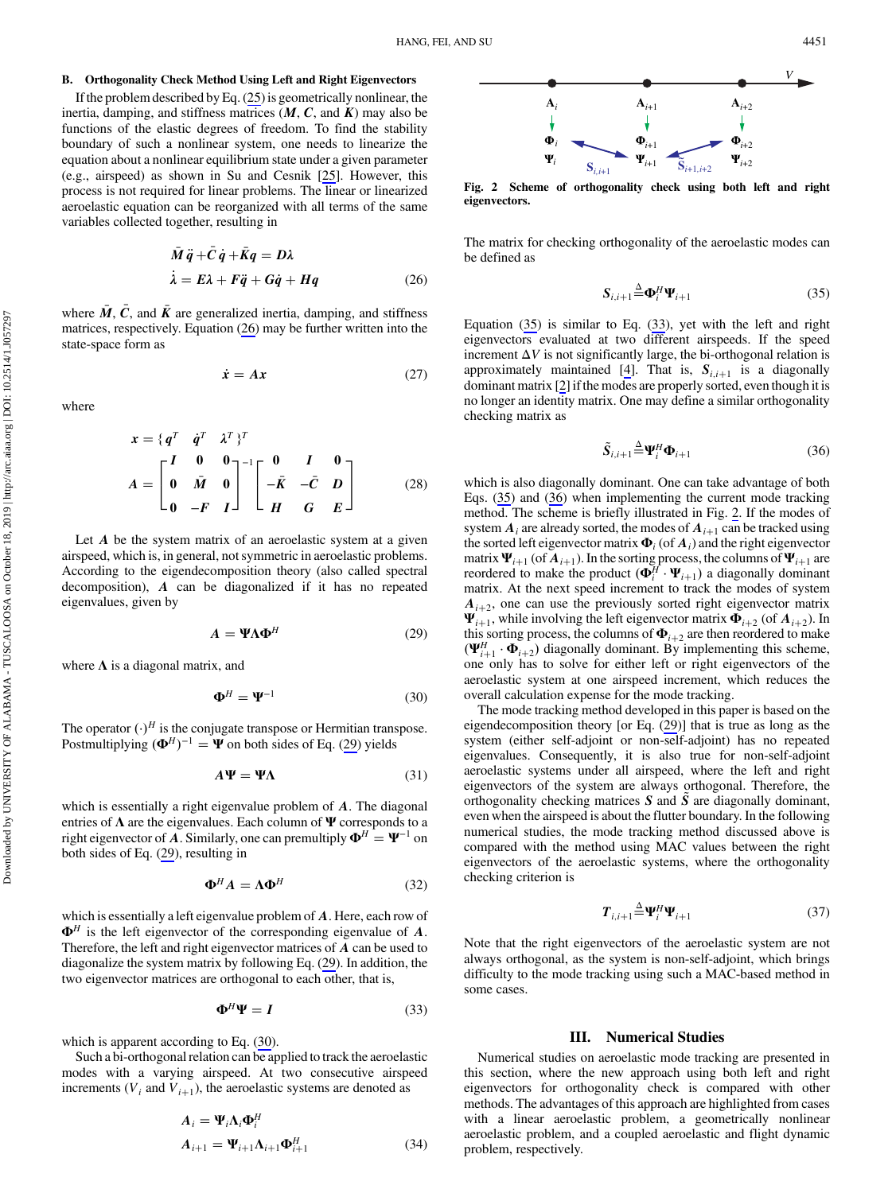## B. Orthogonality Check Method Using Left and Right Eigenvectors

If the problem described by Eq. (25) is geometrically nonlinear, the inertia, damping, and stiffness matrices ($\boldsymbol{M}$, $\boldsymbol{C}$, and $\boldsymbol{K}$) may also be functions of the elastic degrees of freedom. To find the stability boundary of such a nonlinear system, one needs to linearize the equation about a nonlinear equilibrium state under a given parameter (e.g., airspeed) as shown in Su and Cesnik [25]. However, this process is not required for linear problems. The linear or linearized aeroelastic equation can be reorganized with all terms of the same variables collected together, resulting in

$$
\begin{aligned}
\bar{\boldsymbol{M}}\ddot{\boldsymbol{q}} + \bar{\boldsymbol{C}}\dot{\boldsymbol{q}} + \bar{\boldsymbol{K}}\boldsymbol{q} &= \boldsymbol{D}\boldsymbol{\lambda} \\
\dot{\boldsymbol{\lambda}} &= \boldsymbol{E}\boldsymbol{\lambda} + \boldsymbol{F}\ddot{\boldsymbol{q}} + \boldsymbol{G}\dot{\boldsymbol{q}} + \boldsymbol{H}\boldsymbol{q}
\end{aligned}
\tag{26}
$$

where $\bar{\boldsymbol{M}}$, $\bar{\boldsymbol{C}}$, and $\bar{\boldsymbol{K}}$ are generalized inertia, damping, and stiffness matrices, respectively. Equation (26) may be further written into the state-space form as

$$
\dot{\boldsymbol{x}} = \boldsymbol{A}\boldsymbol{x} \tag{27}
$$

where

$$
\begin{aligned}
\boldsymbol{x} &= \{\boldsymbol{q}^T \quad \dot{\boldsymbol{q}}^T \quad \boldsymbol{\lambda}^T\}^T \\
\boldsymbol{A} &= \begin{bmatrix} \boldsymbol{I} & \boldsymbol{0} & \boldsymbol{0} \\ \boldsymbol{0} & \bar{\boldsymbol{M}} & \boldsymbol{0} \\ \boldsymbol{0} & -\boldsymbol{F} & \boldsymbol{I} \end{bmatrix}^{-1} \begin{bmatrix} \boldsymbol{0} & \boldsymbol{I} & \boldsymbol{0} \\ -\bar{\boldsymbol{K}} & -\bar{\boldsymbol{C}} & \boldsymbol{D} \\ \boldsymbol{H} & \boldsymbol{G} & \boldsymbol{E} \end{bmatrix}
\end{aligned}
\tag{28}
$$

Let $\boldsymbol{A}$ be the system matrix of an aeroelastic system at a given airspeed, which is, in general, not symmetric in aeroelastic problems. According to the eigendecomposition theory (also called spectral decomposition), $\boldsymbol{A}$ can be diagonalized if it has no repeated eigenvalues, given by

$$
\boldsymbol{A} = \boldsymbol{\Psi}\boldsymbol{\Lambda}\boldsymbol{\Phi}^H \tag{29}
$$

where $\boldsymbol{\Lambda}$ is a diagonal matrix, and

$$
\boldsymbol{\Phi}^H = \boldsymbol{\Psi}^{-1} \tag{30}
$$

The operator $(\cdot)^H$ is the conjugate transpose or Hermitian transpose. Postmultiplying $(\boldsymbol{\Phi}^H)^{-1} = \boldsymbol{\Psi}$ on both sides of Eq. (29) yields

$$
\boldsymbol{A}\boldsymbol{\Psi} = \boldsymbol{\Psi}\boldsymbol{\Lambda} \tag{31}
$$

which is essentially a right eigenvalue problem of $\boldsymbol{A}$. The diagonal entries of $\boldsymbol{\Lambda}$ are the eigenvalues. Each column of $\boldsymbol{\Psi}$ corresponds to a right eigenvector of $\boldsymbol{A}$. Similarly, one can premultiply $\boldsymbol{\Phi}^H = \boldsymbol{\Psi}^{-1}$ on both sides of Eq. (29), resulting in

$$
\boldsymbol{\Phi}^H\boldsymbol{A} = \boldsymbol{\Lambda}\boldsymbol{\Phi}^H \tag{32}
$$

which is essentially a left eigenvalue problem of $\boldsymbol{A}$. Here, each row of $\boldsymbol{\Phi}^H$ is the left eigenvector of the corresponding eigenvalue of $\boldsymbol{A}$. Therefore, the left and right eigenvector matrices of $\boldsymbol{A}$ can be used to diagonalize the system matrix by following Eq. (29). In addition, the two eigenvector matrices are orthogonal to each other, that is,

$$
\boldsymbol{\Phi}^H\boldsymbol{\Psi} = \boldsymbol{I} \tag{33}
$$

which is apparent according to Eq. (30).

Such a bi-orthogonal relation can be applied to track the aeroelastic modes with a varying airspeed. At two consecutive airspeed increments ($V_i$ and $V_{i+1}$), the aeroelastic systems are denoted as

$$
\begin{aligned}
\boldsymbol{A}_i &= \boldsymbol{\Psi}_i\boldsymbol{\Lambda}_i\boldsymbol{\Phi}_i^H \\
\boldsymbol{A}_{i+1} &= \boldsymbol{\Psi}_{i+1}\boldsymbol{\Lambda}_{i+1}\boldsymbol{\Phi}_{i+1}^H
\end{aligned}
\tag{34}
$$

Fig. 2 Scheme of orthogonality check using both left and right eigenvectors.

The matrix for checking orthogonality of the aeroelastic modes can be defined as

$$
\boldsymbol{S}_{i,i+1} \triangleq \boldsymbol{\Phi}_i^H\boldsymbol{\Psi}_{i+1} \tag{35}
$$

Equation (35) is similar to Eq. (33), yet with the left and right eigenvectors evaluated at two different airspeeds. If the speed increment $\Delta V$ is not significantly large, the bi-orthogonal relation is approximately maintained [4]. That is, $\boldsymbol{S}_{i,i+1}$ is a diagonally dominant matrix [2] if the modes are properly sorted, even though it is no longer an identity matrix. One may define a similar orthogonality checking matrix as

$$
\tilde{\boldsymbol{S}}_{i,i+1} \triangleq \boldsymbol{\Psi}_i^H\boldsymbol{\Phi}_{i+1} \tag{36}
$$

which is also diagonally dominant. One can take advantage of both Eqs. (35) and (36) when implementing the current mode tracking method. The scheme is briefly illustrated in Fig. 2. If the modes of system $\boldsymbol{A}_i$ are already sorted, the modes of $\boldsymbol{A}_{i+1}$ can be tracked using the sorted left eigenvector matrix $\boldsymbol{\Phi}_i$ (of $\boldsymbol{A}_i$) and the right eigenvector matrix $\boldsymbol{\Psi}_{i+1}$ (of $\boldsymbol{A}_{i+1}$). In the sorting process, the columns of $\boldsymbol{\Psi}_{i+1}$ are reordered to make the product $(\boldsymbol{\Phi}_i^H \cdot \boldsymbol{\Psi}_{i+1})$ a diagonally dominant matrix. At the next speed increment to track the modes of system $\boldsymbol{A}_{i+2}$, one can use the previously sorted right eigenvector matrix $\boldsymbol{\Psi}_{i+1}$, while involving the left eigenvector matrix $\boldsymbol{\Phi}_{i+2}$ (of $\boldsymbol{A}_{i+2}$). In this sorting process, the columns of $\boldsymbol{\Phi}_{i+2}$ are then reordered to make $(\boldsymbol{\Psi}_{i+1}^H \cdot \boldsymbol{\Phi}_{i+2})$ diagonally dominant. By implementing this scheme, one only has to solve for either left or right eigenvectors of the aeroelastic system at one airspeed increment, which reduces the overall calculation expense for the mode tracking.

The mode tracking method developed in this paper is based on the eigendecomposition theory [or Eq. (29)] that is true as long as the system (either self-adjoint or non-self-adjoint) has no repeated eigenvalues. Consequently, it is also true for non-self-adjoint aeroelastic systems under all airspeed, where the left and right eigenvectors of the system are always orthogonal. Therefore, the orthogonality checking matrices $\boldsymbol{S}$ and $\tilde{\boldsymbol{S}}$ are diagonally dominant, even when the airspeed is about the flutter boundary. In the following numerical studies, the mode tracking method discussed above is compared with the method using MAC values between the right eigenvectors of the aeroelastic systems, where the orthogonality checking criterion is

$$
\boldsymbol{T}_{i,i+1} \triangleq \boldsymbol{\Psi}_i^H\boldsymbol{\Psi}_{i+1} \tag{37}
$$

Note that the right eigenvectors of the aeroelastic system are not always orthogonal, as the system is non-self-adjoint, which brings difficulty to the mode tracking using such a MAC-based method in some cases.

# III. Numerical Studies

Numerical studies on aeroelastic mode tracking are presented in this section, where the new approach using both left and right eigenvectors for orthogonality check is compared with other methods. The advantages of this approach are highlighted from cases with a linear aeroelastic problem, a geometrically nonlinear aeroelastic problem, and a coupled aeroelastic and flight dynamic problem, respectively.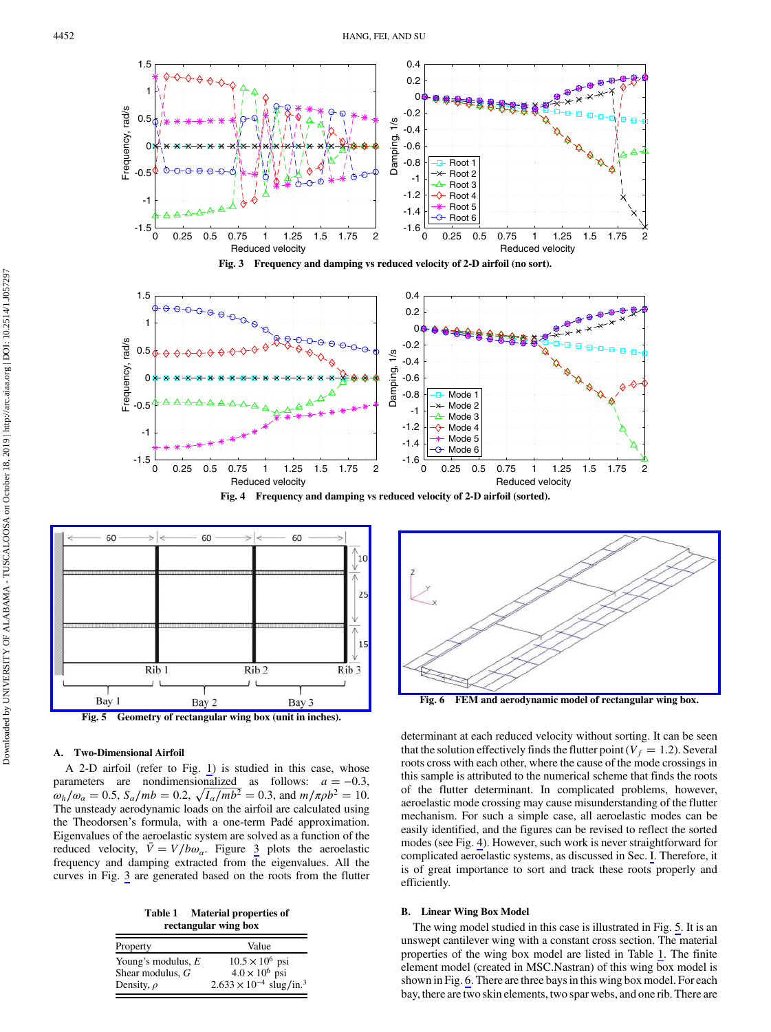Fig. 3 Frequency and damping vs reduced velocity of 2-D airfoil (no sort).

Fig. 4 Frequency and damping vs reduced velocity of 2-D airfoil (sorted).

Fig. 5 Geometry of rectangular wing box (unit in inches).

Fig. 6 FEM and aerodynamic model of rectangular wing box.

### A. Two-Dimensional Airfoil

A 2-D airfoil (refer to Fig. 1) is studied in this case, whose parameters are nondimensionalized as follows: $a = -0.3$, $\omega_h/\omega_\alpha = 0.5$, $S_\alpha/mb = 0.2$, $\sqrt{I_\alpha/mb^2} = 0.3$, and $m/\pi\rho b^2 = 10$. The unsteady aerodynamic loads on the airfoil are calculated using the Theodorsen's formula, with a one-term Padé approximation. Eigenvalues of the aeroelastic system are solved as a function of the reduced velocity, $\bar{V} = V/b\omega_\alpha$. Figure 3 plots the aeroelastic frequency and damping extracted from the eigenvalues. All the curves in Fig. 3 are generated based on the roots from the flutter determinant at each reduced velocity without sorting. It can be seen that the solution effectively finds the flutter point ($V_f = 1.2$). Several roots cross with each other, where the cause of the mode crossings in this sample is attributed to the numerical scheme that finds the roots of the flutter determinant. In complicated problems, however, aeroelastic mode crossing may cause misunderstanding of the flutter mechanism. For such a simple case, all aeroelastic modes can be easily identified, and the figures can be revised to reflect the sorted modes (see Fig. 4). However, such work is never straightforward for complicated aeroelastic systems, as discussed in Sec. I. Therefore, it is of great importance to sort and track these roots properly and efficiently.

Table 1 Material properties of rectangular wing box

| Property | Value |
|---|---|
| Young's modulus, $E$ | $10.5 \times 10^6$ psi |
| Shear modulus, $G$ | $4.0 \times 10^6$ psi |
| Density, $\rho$ | $2.633 \times 10^{-4}$ slug/in.$^3$ |

### B. Linear Wing Box Model

The wing model studied in this case is illustrated in Fig. 5. It is an unswept cantilever wing with a constant cross section. The material properties of the wing box model are listed in Table 1. The finite element model (created in MSC.Nastran) of this wing box model is shown in Fig. 6. There are three bays in this wing box model. For each bay, there are two skin elements, two spar webs, and one rib. There are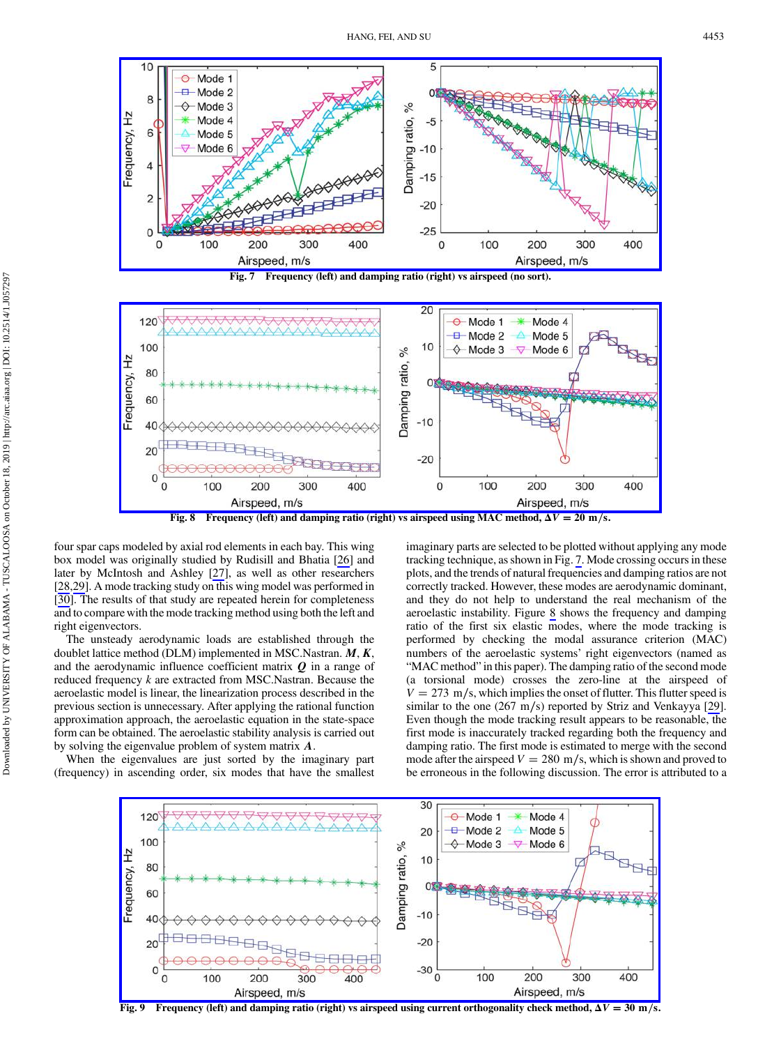Fig. 7 Frequency (left) and damping ratio (right) vs airspeed (no sort).

Fig. 8 Frequency (left) and damping ratio (right) vs airspeed using MAC method, $\Delta V = 20$ m/s.

four spar caps modeled by axial rod elements in each bay. This wing box model was originally studied by Rudisill and Bhatia [26] and later by McIntosh and Ashley [27], as well as other researchers [28,29]. A mode tracking study on this wing model was performed in [30]. The results of that study are repeated herein for completeness and to compare with the mode tracking method using both the left and right eigenvectors.

The unsteady aerodynamic loads are established through the doublet lattice method (DLM) implemented in MSC.Nastran. $\boldsymbol{M}$, $\boldsymbol{K}$, and the aerodynamic influence coefficient matrix $\boldsymbol{Q}$ in a range of reduced frequency $k$ are extracted from MSC.Nastran. Because the aeroelastic model is linear, the linearization process described in the previous section is unnecessary. After applying the rational function approximation approach, the aeroelastic equation in the state-space form can be obtained. The aeroelastic stability analysis is carried out by solving the eigenvalue problem of system matrix $\boldsymbol{A}$.

When the eigenvalues are just sorted by the imaginary part (frequency) in ascending order, six modes that have the smallest imaginary parts are selected to be plotted without applying any mode tracking technique, as shown in Fig. 7. Mode crossing occurs in these plots, and the trends of natural frequencies and damping ratios are not correctly tracked. However, these modes are aerodynamic dominant, and they do not help to understand the real mechanism of the aeroelastic instability. Figure 8 shows the frequency and damping ratio of the first six elastic modes, where the mode tracking is performed by checking the modal assurance criterion (MAC) numbers of the aeroelastic systems' right eigenvectors (named as "MAC method" in this paper). The damping ratio of the second mode (a torsional mode) crosses the zero-line at the airspeed of $V = 273$ m/s, which implies the onset of flutter. This flutter speed is similar to the one (267 m/s) reported by Striz and Venkayya [29]. Even though the mode tracking result appears to be reasonable, the first mode is inaccurately tracked regarding both the frequency and damping ratio. The first mode is estimated to merge with the second mode after the airspeed $V = 280$ m/s, which is shown and proved to be erroneous in the following discussion. The error is attributed to a

Fig. 9 Frequency (left) and damping ratio (right) vs airspeed using current orthogonality check method, $\Delta V = 30$ m/s.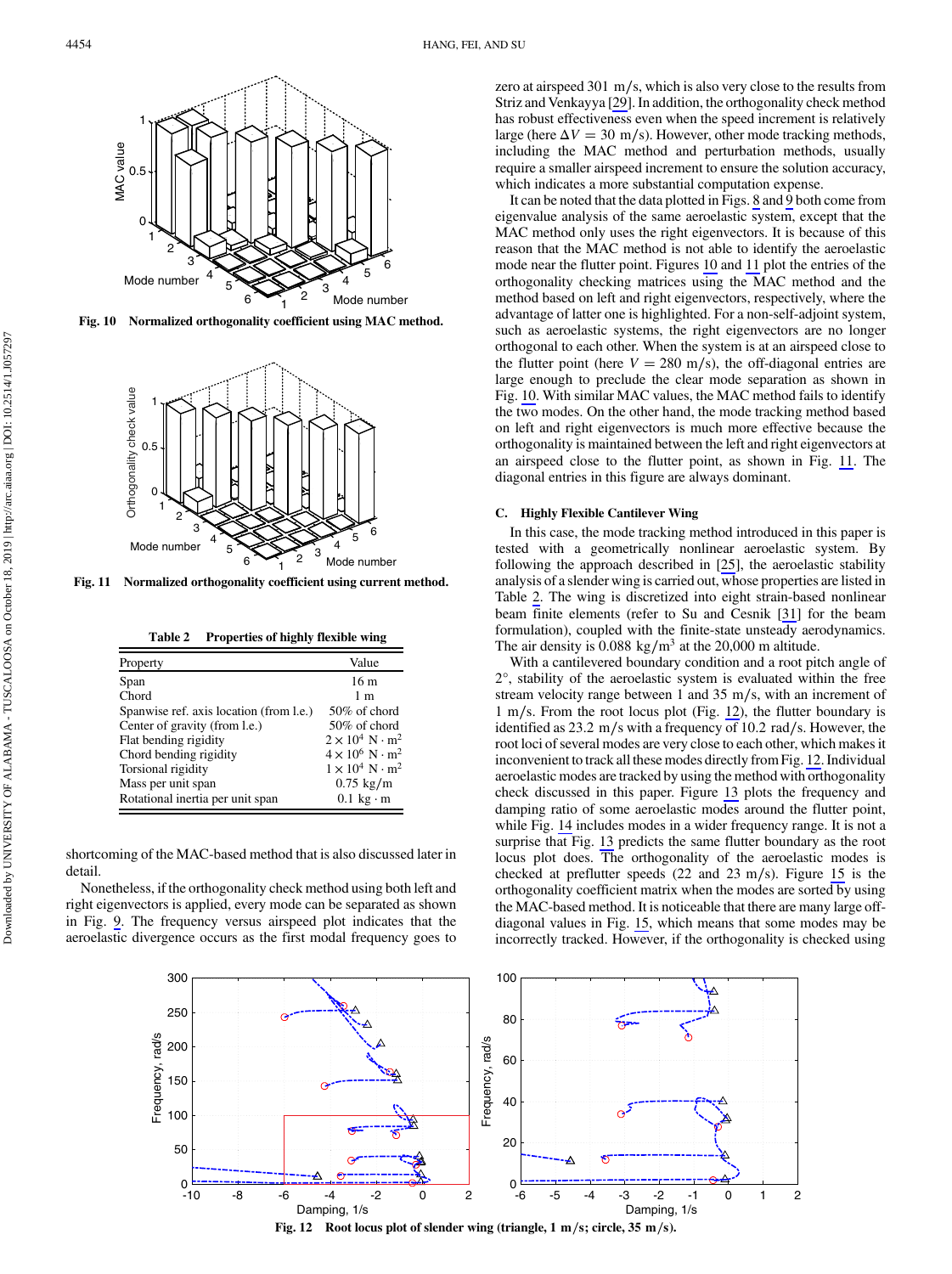Fig. 10 Normalized orthogonality coefficient using MAC method.

Fig. 11 Normalized orthogonality coefficient using current method.

**Table 2 Properties of highly flexible wing**

| Property | Value |
|---|---|
| Span | 16 m |
| Chord | 1 m |
| Spanwise ref. axis location (from l.e.) | 50% of chord |
| Center of gravity (from l.e.) | 50% of chord |
| Flat bending rigidity | $2 \times 10^4$ N · m$^2$ |
| Chord bending rigidity | $4 \times 10^6$ N · m$^2$ |
| Torsional rigidity | $1 \times 10^4$ N · m$^2$ |
| Mass per unit span | 0.75 kg/m |
| Rotational inertia per unit span | 0.1 kg · m |

shortcoming of the MAC-based method that is also discussed later in detail.

Nonetheless, if the orthogonality check method using both left and right eigenvectors is applied, every mode can be separated as shown in Fig. 9. The frequency versus airspeed plot indicates that the aeroelastic divergence occurs as the first modal frequency goes to zero at airspeed 301 m/s, which is also very close to the results from Striz and Venkayya [29]. In addition, the orthogonality check method has robust effectiveness even when the speed increment is relatively large (here $\Delta V = 30$ m/s). However, other mode tracking methods, including the MAC method and perturbation methods, usually require a smaller airspeed increment to ensure the solution accuracy, which indicates a more substantial computation expense.

It can be noted that the data plotted in Figs. 8 and 9 both come from eigenvalue analysis of the same aeroelastic system, except that the MAC method only uses the right eigenvectors. It is because of this reason that the MAC method is not able to identify the aeroelastic mode near the flutter point. Figures 10 and 11 plot the entries of the orthogonality checking matrices using the MAC method and the method based on left and right eigenvectors, respectively, where the advantage of latter one is highlighted. For a non-self-adjoint system, such as aeroelastic systems, the right eigenvectors are no longer orthogonal to each other. When the system is at an airspeed close to the flutter point (here $V = 280$ m/s), the off-diagonal entries are large enough to preclude the clear mode separation as shown in Fig. 10. With similar MAC values, the MAC method fails to identify the two modes. On the other hand, the mode tracking method based on left and right eigenvectors is much more effective because the orthogonality is maintained between the left and right eigenvectors at an airspeed close to the flutter point, as shown in Fig. 11. The diagonal entries in this figure are always dominant.

### C. Highly Flexible Cantilever Wing

In this case, the mode tracking method introduced in this paper is tested with a geometrically nonlinear aeroelastic system. By following the approach described in [25], the aeroelastic stability analysis of a slender wing is carried out, whose properties are listed in Table 2. The wing is discretized into eight strain-based nonlinear beam finite elements (refer to Su and Cesnik [31] for the beam formulation), coupled with the finite-state unsteady aerodynamics. The air density is 0.088 kg/m$^3$ at the 20,000 m altitude.

With a cantilevered boundary condition and a root pitch angle of 2°, stability of the aeroelastic system is evaluated within the free stream velocity range between 1 and 35 m/s, with an increment of 1 m/s. From the root locus plot (Fig. 12), the flutter boundary is identified as 23.2 m/s with a frequency of 10.2 rad/s. However, the root loci of several modes are very close to each other, which makes it inconvenient to track all these modes directly from Fig. 12. Individual aeroelastic modes are tracked by using the method with orthogonality check discussed in this paper. Figure 13 plots the frequency and damping ratio of some aeroelastic modes around the flutter point, while Fig. 14 includes modes in a wider frequency range. It is not a surprise that Fig. 13 predicts the same flutter boundary as the root locus plot does. The orthogonality of the aeroelastic modes is checked at preflutter speeds (22 and 23 m/s). Figure 15 is the orthogonality coefficient matrix when the modes are sorted by using the MAC-based method. It is noticeable that there are many large off-diagonal values in Fig. 15, which means that some modes may be incorrectly tracked. However, if the orthogonality is checked using

Fig. 12 Root locus plot of slender wing (triangle, 1 m/s; circle, 35 m/s).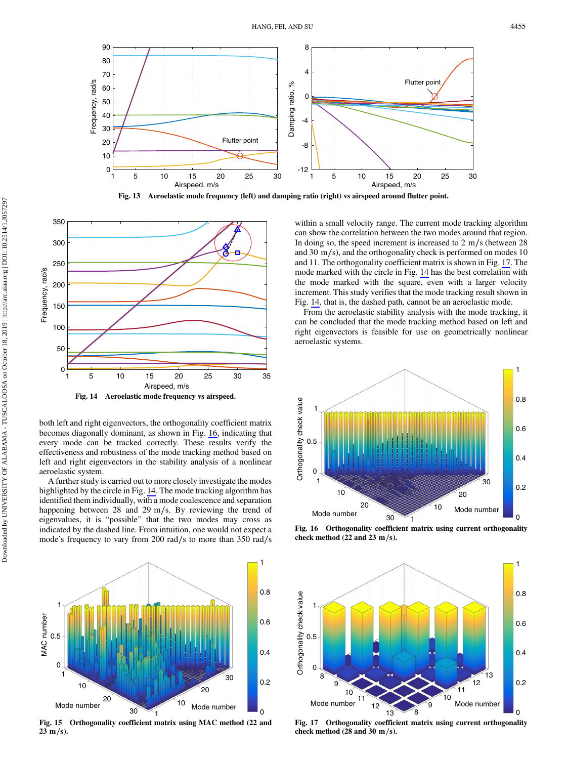Fig. 13 Aeroelastic mode frequency (left) and damping ratio (right) vs airspeed around flutter point.

Fig. 14 Aeroelastic mode frequency vs airspeed.

both left and right eigenvectors, the orthogonality coefficient matrix becomes diagonally dominant, as shown in Fig. 16, indicating that every mode can be tracked correctly. These results verify the effectiveness and robustness of the mode tracking method based on left and right eigenvectors in the stability analysis of a nonlinear aeroelastic system.

A further study is carried out to more closely investigate the modes highlighted by the circle in Fig. 14. The mode tracking algorithm has identified them individually, with a mode coalescence and separation happening between 28 and 29 m/s. By reviewing the trend of eigenvalues, it is "possible" that the two modes may cross as indicated by the dashed line. From intuition, one would not expect a mode's frequency to vary from 200 rad/s to more than 350 rad/s within a small velocity range. The current mode tracking algorithm can show the correlation between the two modes around that region. In doing so, the speed increment is increased to 2 m/s (between 28 and 30 m/s), and the orthogonality check is performed on modes 10 and 11. The orthogonality coefficient matrix is shown in Fig. 17. The mode marked with the circle in Fig. 14 has the best correlation with the mode marked with the square, even with a larger velocity increment. This study verifies that the mode tracking result shown in Fig. 14, that is, the dashed path, cannot be an aeroelastic mode.

From the aeroelastic stability analysis with the mode tracking, it can be concluded that the mode tracking method based on left and right eigenvectors is feasible for use on geometrically nonlinear aeroelastic systems.

Fig. 16 Orthogonality coefficient matrix using current orthogonality check method (22 and 23 m/s).

Fig. 15 Orthogonality coefficient matrix using MAC method (22 and 23 m/s).

Fig. 17 Orthogonality coefficient matrix using current orthogonality check method (28 and 30 m/s).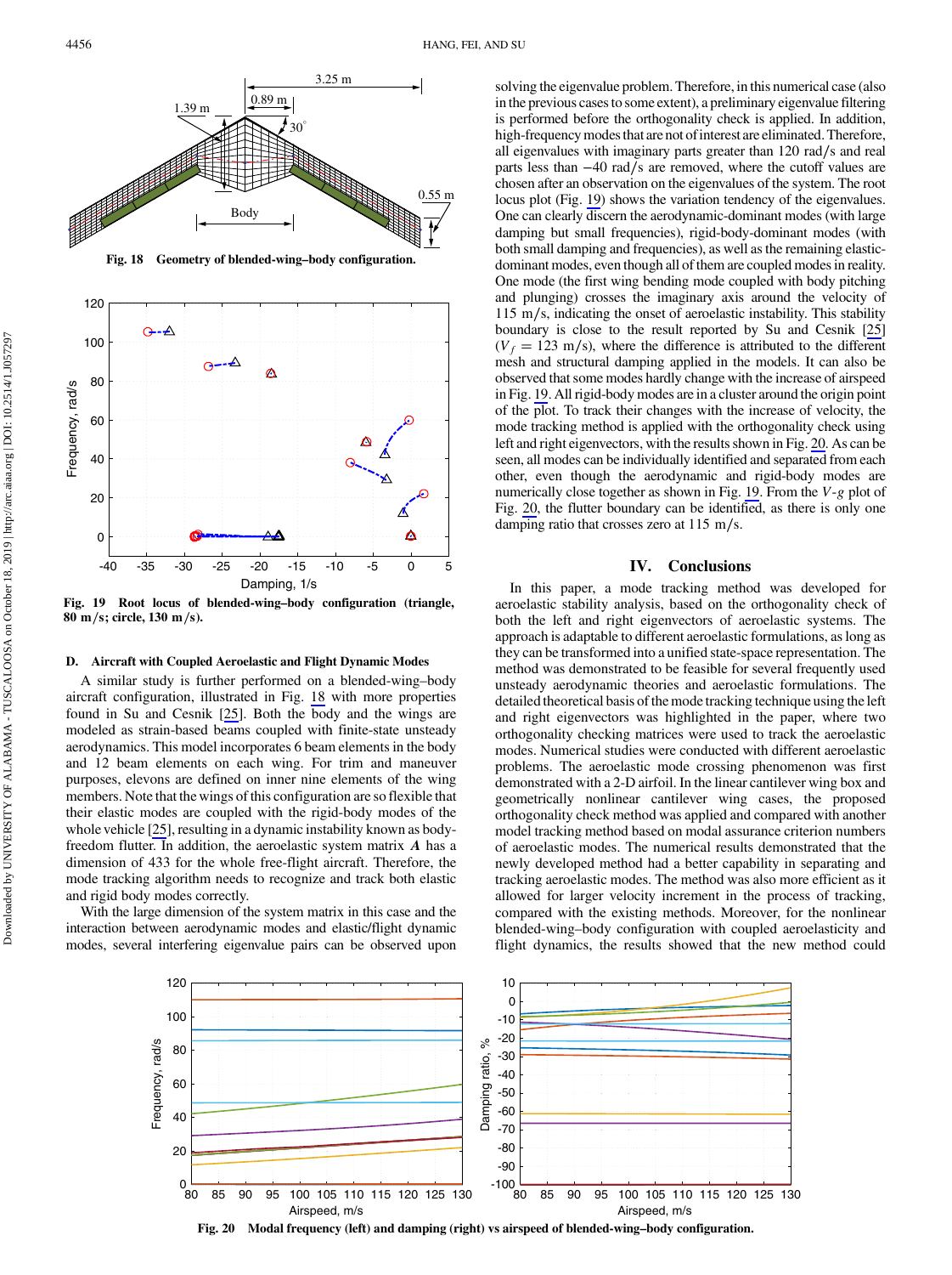Fig. 18 Geometry of blended-wing–body configuration.

Fig. 19 Root locus of blended-wing–body configuration (triangle, 80 m/s; circle, 130 m/s).

### D. Aircraft with Coupled Aeroelastic and Flight Dynamic Modes

A similar study is further performed on a blended-wing–body aircraft configuration, illustrated in Fig. 18 with more properties found in Su and Cesnik [25]. Both the body and the wings are modeled as strain-based beams coupled with finite-state unsteady aerodynamics. This model incorporates 6 beam elements in the body and 12 beam elements on each wing. For trim and maneuver purposes, elevons are defined on inner nine elements of the wing members. Note that the wings of this configuration are so flexible that their elastic modes are coupled with the rigid-body modes of the whole vehicle [25], resulting in a dynamic instability known as body-freedom flutter. In addition, the aeroelastic system matrix $\boldsymbol{A}$ has a dimension of 433 for the whole free-flight aircraft. Therefore, the mode tracking algorithm needs to recognize and track both elastic and rigid body modes correctly.

With the large dimension of the system matrix in this case and the interaction between aerodynamic modes and elastic/flight dynamic modes, several interfering eigenvalue pairs can be observed upon solving the eigenvalue problem. Therefore, in this numerical case (also in the previous cases to some extent), a preliminary eigenvalue filtering is performed before the orthogonality check is applied. In addition, high-frequency modes that are not of interest are eliminated. Therefore, all eigenvalues with imaginary parts greater than 120 rad/s and real parts less than −40 rad/s are removed, where the cutoff values are chosen after an observation on the eigenvalues of the system. The root locus plot (Fig. 19) shows the variation tendency of the eigenvalues. One can clearly discern the aerodynamic-dominant modes (with large damping but small frequencies), rigid-body-dominant modes (with both small damping and frequencies), as well as the remaining elastic-dominant modes, even though all of them are coupled modes in reality. One mode (the first wing bending mode coupled with body pitching and plunging) crosses the imaginary axis around the velocity of 115 m/s, indicating the onset of aeroelastic instability. This stability boundary is close to the result reported by Su and Cesnik [25] ($V_f = 123$ m/s), where the difference is attributed to the different mesh and structural damping applied in the models. It can also be observed that some modes hardly change with the increase of airspeed in Fig. 19. All rigid-body modes are in a cluster around the origin point of the plot. To track their changes with the increase of velocity, the mode tracking method is applied with the orthogonality check using left and right eigenvectors, with the results shown in Fig. 20. As can be seen, all modes can be individually identified and separated from each other, even though the aerodynamic and rigid-body modes are numerically close together as shown in Fig. 19. From the $V$-$g$ plot of Fig. 20, the flutter boundary can be identified, as there is only one damping ratio that crosses zero at 115 m/s.

## IV. Conclusions

In this paper, a mode tracking method was developed for aeroelastic stability analysis, based on the orthogonality check of both the left and right eigenvectors of aeroelastic systems. The approach is adaptable to different aeroelastic formulations, as long as they can be transformed into a unified state-space representation. The method was demonstrated to be feasible for several frequently used unsteady aerodynamic theories and aeroelastic formulations. The detailed theoretical basis of the mode tracking technique using the left and right eigenvectors was highlighted in the paper, where two orthogonality checking matrices were used to track the aeroelastic modes. Numerical studies were conducted with different aeroelastic problems. The aeroelastic mode crossing phenomenon was first demonstrated with a 2-D airfoil. In the linear cantilever wing box and geometrically nonlinear cantilever wing cases, the proposed orthogonality check method was applied and compared with another model tracking method based on modal assurance criterion numbers of aeroelastic modes. The numerical results demonstrated that the newly developed method had a better capability in separating and tracking aeroelastic modes. The method was also more efficient as it allowed for larger velocity increment in the process of tracking, compared with the existing methods. Moreover, for the nonlinear blended-wing–body configuration with coupled aeroelasticity and flight dynamics, the results showed that the new method could

Fig. 20 Modal frequency (left) and damping (right) vs airspeed of blended-wing–body configuration.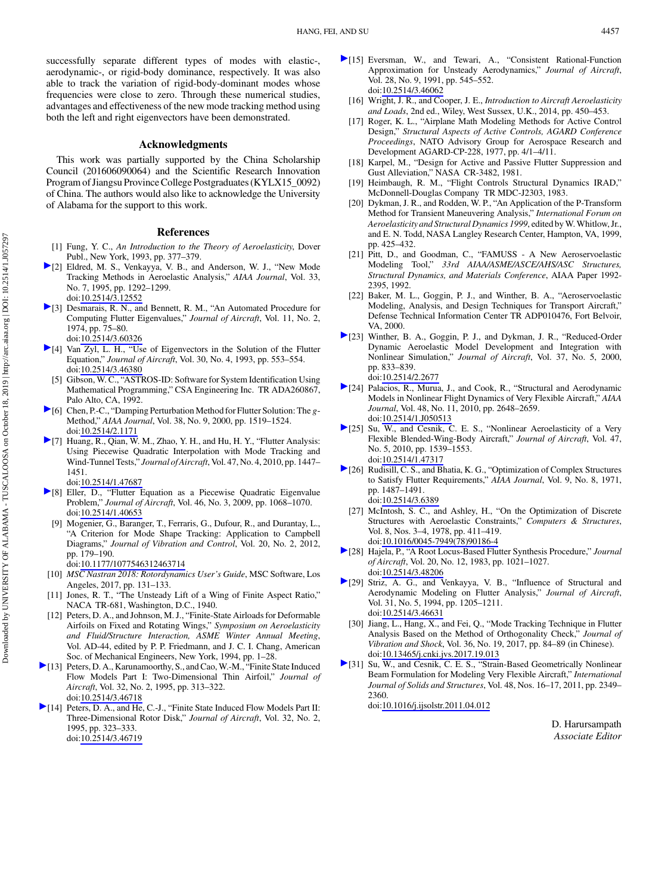successfully separate different types of modes with elastic-, aerodynamic-, or rigid-body dominance, respectively. It was also able to track the variation of rigid-body-dominant modes whose frequencies were close to zero. Through these numerical studies, advantages and effectiveness of the new mode tracking method using both the left and right eigenvectors have been demonstrated.

## Acknowledgments

This work was partially supported by the China Scholarship Council (201606090064) and the Scientific Research Innovation Program of Jiangsu Province College Postgraduates (KYLX15_0092) of China. The authors would also like to acknowledge the University of Alabama for the support to this work.

## References

[1] Fung, Y. C., *An Introduction to the Theory of Aeroelasticity*, Dover Publ., New York, 1993, pp. 377–379.

[2] Eldred, M. S., Venkayya, V. B., and Anderson, W. J., "New Mode Tracking Methods in Aeroelastic Analysis," *AIAA Journal*, Vol. 33, No. 7, 1995, pp. 1292–1299. doi:10.2514/3.12552

[3] Desmarais, R. N., and Bennett, R. M., "An Automated Procedure for Computing Flutter Eigenvalues," *Journal of Aircraft*, Vol. 11, No. 2, 1974, pp. 75–80. doi:10.2514/3.60326

[4] Van Zyl, L. H., "Use of Eigenvectors in the Solution of the Flutter Equation," *Journal of Aircraft*, Vol. 30, No. 4, 1993, pp. 553–554. doi:10.2514/3.46380

[5] Gibson, W. C., "ASTROS-ID: Software for System Identification Using Mathematical Programming," CSA Engineering Inc. TR ADA260867, Palo Alto, CA, 1992.

[6] Chen, P.-C., "Damping Perturbation Method for Flutter Solution: The *g*-Method," *AIAA Journal*, Vol. 38, No. 9, 2000, pp. 1519–1524. doi:10.2514/2.1171

[7] Huang, R., Qian, W. M., Zhao, Y. H., and Hu, H. Y., "Flutter Analysis: Using Piecewise Quadratic Interpolation with Mode Tracking and Wind-Tunnel Tests," *Journal of Aircraft*, Vol. 47, No. 4, 2010, pp. 1447–1451. doi:10.2514/1.47687

[8] Eller, D., "Flutter Equation as a Piecewise Quadratic Eigenvalue Problem," *Journal of Aircraft*, Vol. 46, No. 3, 2009, pp. 1068–1070. doi:10.2514/1.40653

[9] Mogenier, G., Baranger, T., Ferraris, G., Dufour, R., and Durantay, L., "A Criterion for Mode Shape Tracking: Application to Campbell Diagrams," *Journal of Vibration and Control*, Vol. 20, No. 2, 2012, pp. 179–190. doi:10.1177/1077546312463714

[10] *MSC Nastran 2018: Rotordynamics User's Guide*, MSC Software, Los Angeles, 2017, pp. 131–133.

[11] Jones, R. T., "The Unsteady Lift of a Wing of Finite Aspect Ratio," NACA TR-681, Washington, D.C., 1940.

[12] Peters, D. A., and Johnson, M. J., "Finite-State Airloads for Deformable Airfoils on Fixed and Rotating Wings," *Symposium on Aeroelasticity and Fluid/Structure Interaction, ASME Winter Annual Meeting*, Vol. AD-44, edited by P. P. Friedmann, and J. C. I. Chang, American Soc. of Mechanical Engineers, New York, 1994, pp. 1–28.

[13] Peters, D. A., Karunamoorthy, S., and Cao, W.-M., "Finite State Induced Flow Models Part I: Two-Dimensional Thin Airfoil," *Journal of Aircraft*, Vol. 32, No. 2, 1995, pp. 313–322. doi:10.2514/3.46718

[14] Peters, D. A., and He, C.-J., "Finite State Induced Flow Models Part II: Three-Dimensional Rotor Disk," *Journal of Aircraft*, Vol. 32, No. 2, 1995, pp. 323–333. doi:10.2514/3.46719

[15] Eversman, W., and Tewari, A., "Consistent Rational-Function Approximation for Unsteady Aerodynamics," *Journal of Aircraft*, Vol. 28, No. 9, 1991, pp. 545–552. doi:10.2514/3.46062

[16] Wright, J. R., and Cooper, J. E., *Introduction to Aircraft Aeroelasticity and Loads*, 2nd ed., Wiley, West Sussex, U.K., 2014, pp. 450–453.

[17] Roger, K. L., "Airplane Math Modeling Methods for Active Control Design," *Structural Aspects of Active Controls, AGARD Conference Proceedings*, NATO Advisory Group for Aerospace Research and Development AGARD-CP-228, 1977, pp. 4/1–4/11.

[18] Karpel, M., "Design for Active and Passive Flutter Suppression and Gust Alleviation," NASA CR-3482, 1981.

[19] Heimbaugh, R. M., "Flight Controls Structural Dynamics IRAD," McDonnell-Douglas Company TR MDC-J2303, 1983.

[20] Dykman, J. R., and Rodden, W. P., "An Application of the P-Transform Method for Transient Maneuvering Analysis," *International Forum on Aeroelasticity and Structural Dynamics 1999*, edited by W. Whitlow, Jr., and E. N. Todd, NASA Langley Research Center, Hampton, VA, 1999, pp. 425–432.

[21] Pitt, D., and Goodman, C., "FAMUSS - A New Aeroservoelastic Modeling Tool," *33rd AIAA/ASME/ASCE/AHS/ASC Structures, Structural Dynamics, and Materials Conference*, AIAA Paper 1992-2395, 1992.

[22] Baker, M. L., Goggin, P. J., and Winther, B. A., "Aeroservoelastic Modeling, Analysis, and Design Techniques for Transport Aircraft," Defense Technical Information Center TR ADP010476, Fort Belvoir, VA, 2000.

[23] Winther, B. A., Goggin, P. J., and Dykman, J. R., "Reduced-Order Dynamic Aeroelastic Model Development and Integration with Nonlinear Simulation," *Journal of Aircraft*, Vol. 37, No. 5, 2000, pp. 833–839. doi:10.2514/2.2677

[24] Palacios, R., Murua, J., and Cook, R., "Structural and Aerodynamic Models in Nonlinear Flight Dynamics of Very Flexible Aircraft," *AIAA Journal*, Vol. 48, No. 11, 2010, pp. 2648–2659. doi:10.2514/1.J050513

[25] Su, W., and Cesnik, C. E. S., "Nonlinear Aeroelasticity of a Very Flexible Blended-Wing-Body Aircraft," *Journal of Aircraft*, Vol. 47, No. 5, 2010, pp. 1539–1553. doi:10.2514/1.47317

[26] Rudisill, C. S., and Bhatia, K. G., "Optimization of Complex Structures to Satisfy Flutter Requirements," *AIAA Journal*, Vol. 9, No. 8, 1971, pp. 1487–1491. doi:10.2514/3.6389

[27] McIntosh, S. C., and Ashley, H., "On the Optimization of Discrete Structures with Aeroelastic Constraints," *Computers & Structures*, Vol. 8, Nos. 3–4, 1978, pp. 411–419. doi:10.1016/0045-7949(78)90186-4

[28] Hajela, P., "A Root Locus-Based Flutter Synthesis Procedure," *Journal of Aircraft*, Vol. 20, No. 12, 1983, pp. 1021–1027. doi:10.2514/3.48206

[29] Striz, A. G., and Venkayya, V. B., "Influence of Structural and Aerodynamic Modeling on Flutter Analysis," *Journal of Aircraft*, Vol. 31, No. 5, 1994, pp. 1205–1211. doi:10.2514/3.46631

[30] Jiang, L., Hang, X., and Fei, Q., "Mode Tracking Technique in Flutter Analysis Based on the Method of Orthogonality Check," *Journal of Vibration and Shock*, Vol. 36, No. 19, 2017, pp. 84–89 (in Chinese). doi:10.13465/j.cnki.jvs.2017.19.013

[31] Su, W., and Cesnik, C. E. S., "Strain-Based Geometrically Nonlinear Beam Formulation for Modeling Very Flexible Aircraft," *International Journal of Solids and Structures*, Vol. 48, Nos. 16–17, 2011, pp. 2349–2360. doi:10.1016/j.ijsolstr.2011.04.012

D. Harursampath
*Associate Editor*